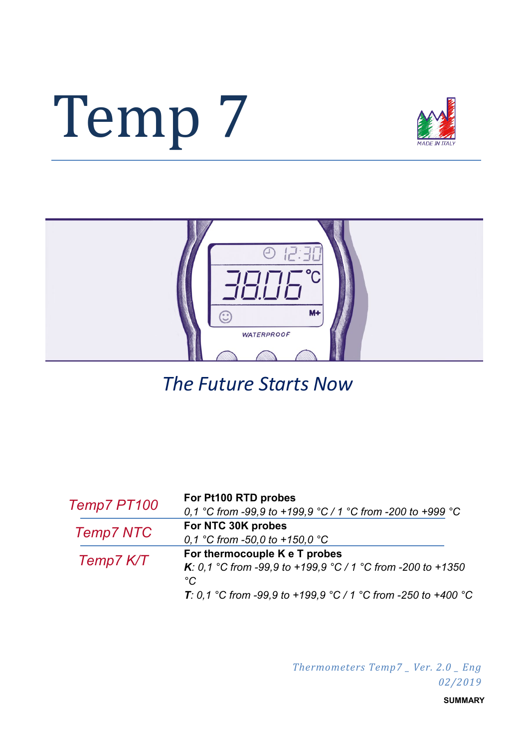# Temp 7

*The Future Starts Now*

| | |
|---|---|
| *Temp7 PT100* | **For Pt100 RTD probes**<br>*0,1 °C from -99,9 to +199,9 °C / 1 °C from -200 to +999 °C* |
| *Temp7 NTC* | **For NTC 30K probes**<br>*0,1 °C from -50,0 to +150,0 °C* |
| *Temp7 K/T* | **For thermocouple K e T probes**<br>***K**: 0,1 °C from -99,9 to +199,9 °C / 1 °C from -200 to +1350 °C*<br>***T**: 0,1 °C from -99,9 to +199,9 °C / 1 °C from -250 to +400 °C* |

*Thermometers Temp7 _ Ver. 2.0 _ Eng*
*02/2019*

**SUMMARY**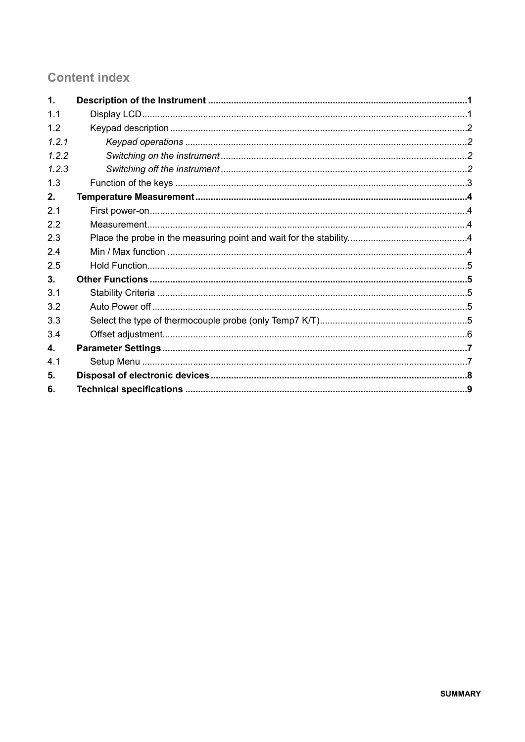## Content index

| | | |
|---|---|---|
| **1.** | **Description of the Instrument** | **1** |
| 1.1 | Display LCD | 1 |
| 1.2 | Keypad description | 2 |
| *1.2.1* | *Keypad operations* | *2* |
| *1.2.2* | *Switching on the instrument* | *2* |
| *1.2.3* | *Switching off the instrument* | *2* |
| 1.3 | Function of the keys | 3 |
| **2.** | **Temperature Measurement** | **4** |
| 2.1 | First power-on | 4 |
| 2.2 | Measurement | 4 |
| 2.3 | Place the probe in the measuring point and wait for the stability. | 4 |
| 2.4 | Min / Max function | 4 |
| 2.5 | Hold Function | 5 |
| **3.** | **Other Functions** | **5** |
| 3.1 | Stability Criteria | 5 |
| 3.2 | Auto Power off | 5 |
| 3.3 | Select the type of thermocouple probe (only Temp7 K/T) | 5 |
| 3.4 | Offset adjustment | 6 |
| **4.** | **Parameter Settings** | **7** |
| 4.1 | Setup Menu | 7 |
| **5.** | **Disposal of electronic devices** | **8** |
| **6.** | **Technical specifications** | **9** |

**SUMMARY**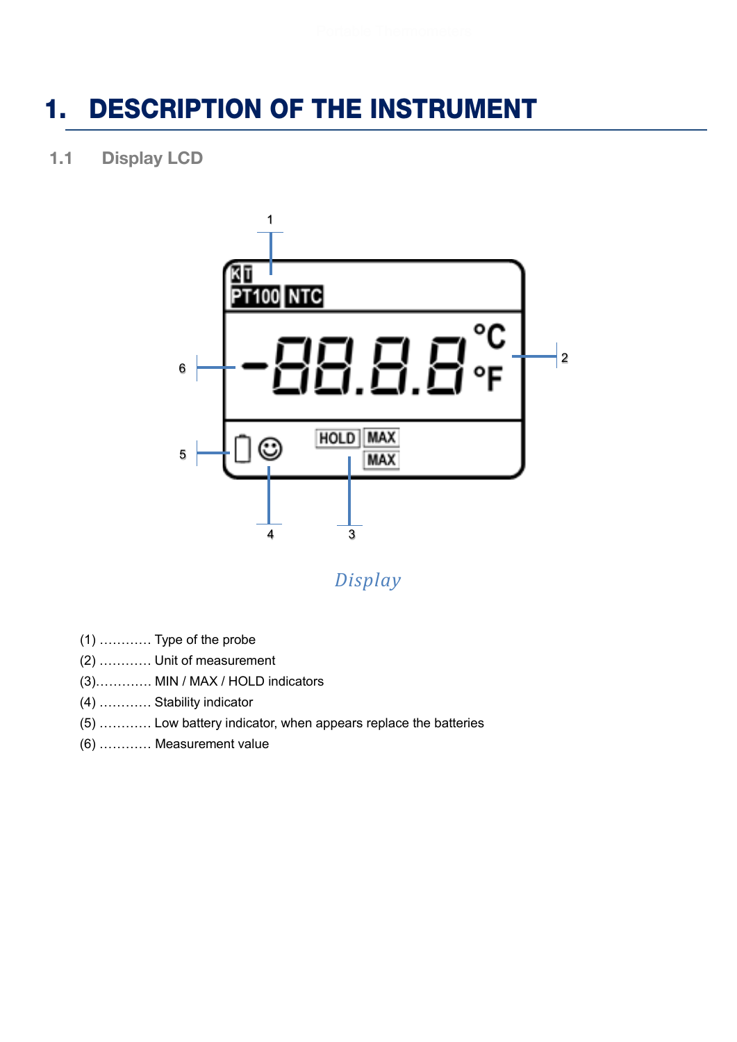# 1. DESCRIPTION OF THE INSTRUMENT

## 1.1 Display LCD

*Display*

(1) ………… Type of the probe
(2) ………… Unit of measurement
(3)…………. MIN / MAX / HOLD indicators
(4) ………… Stability indicator
(5) ………… Low battery indicator, when appears replace the batteries
(6) ………… Measurement value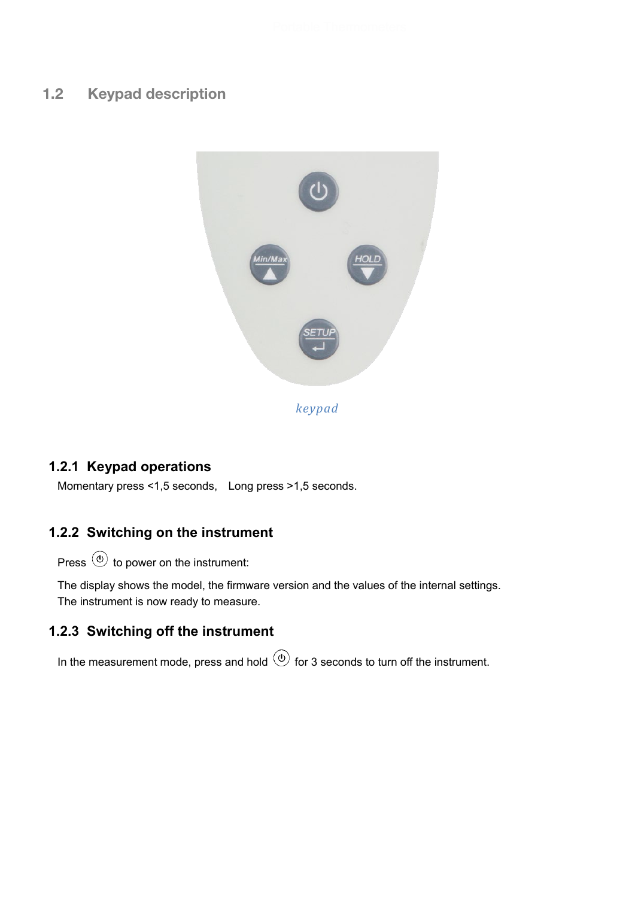## 1.2 Keypad description

keypad

### 1.2.1 Keypad operations

Momentary press <1,5 seconds, Long press >1,5 seconds.

### 1.2.2 Switching on the instrument

Press ⏻ to power on the instrument:

The display shows the model, the firmware version and the values of the internal settings. The instrument is now ready to measure.

### 1.2.3 Switching off the instrument

In the measurement mode, press and hold ⏻ for 3 seconds to turn off the instrument.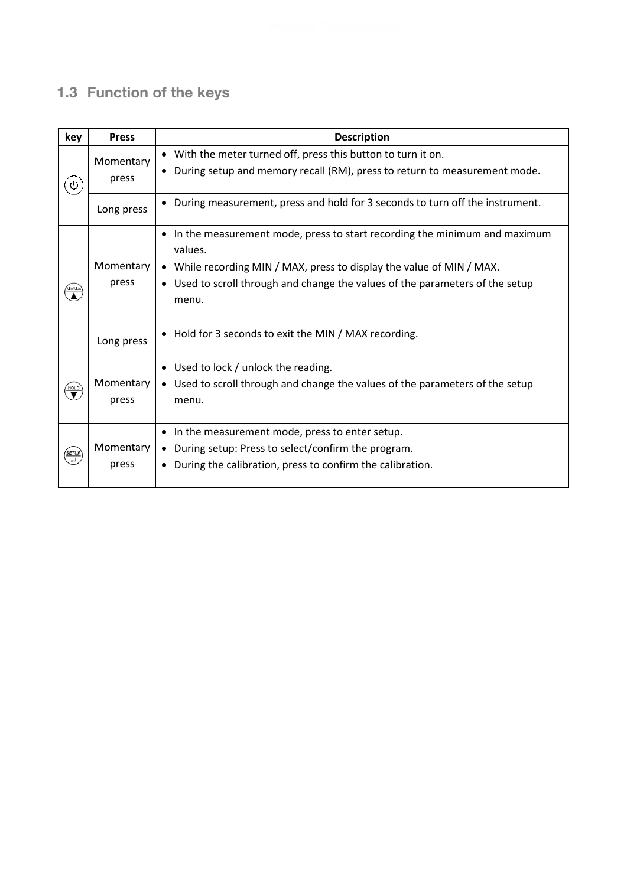## 1.3 Function of the keys

| key | Press | Description |
|---|---|---|
| ⏻ | Momentary press | • With the meter turned off, press this button to turn it on.<br>• During setup and memory recall (RM), press to return to measurement mode. |
| | Long press | • During measurement, press and hold for 3 seconds to turn off the instrument. |
| Min/Max ▲ | Momentary press | • In the measurement mode, press to start recording the minimum and maximum values.<br>• While recording MIN / MAX, press to display the value of MIN / MAX.<br>• Used to scroll through and change the values of the parameters of the setup menu. |
| | Long press | • Hold for 3 seconds to exit the MIN / MAX recording. |
| HOLD ▼ | Momentary press | • Used to lock / unlock the reading.<br>• Used to scroll through and change the values of the parameters of the setup menu. |
| SETUP ↵ | Momentary press | • In the measurement mode, press to enter setup.<br>• During setup: Press to select/confirm the program.<br>• During the calibration, press to confirm the calibration. |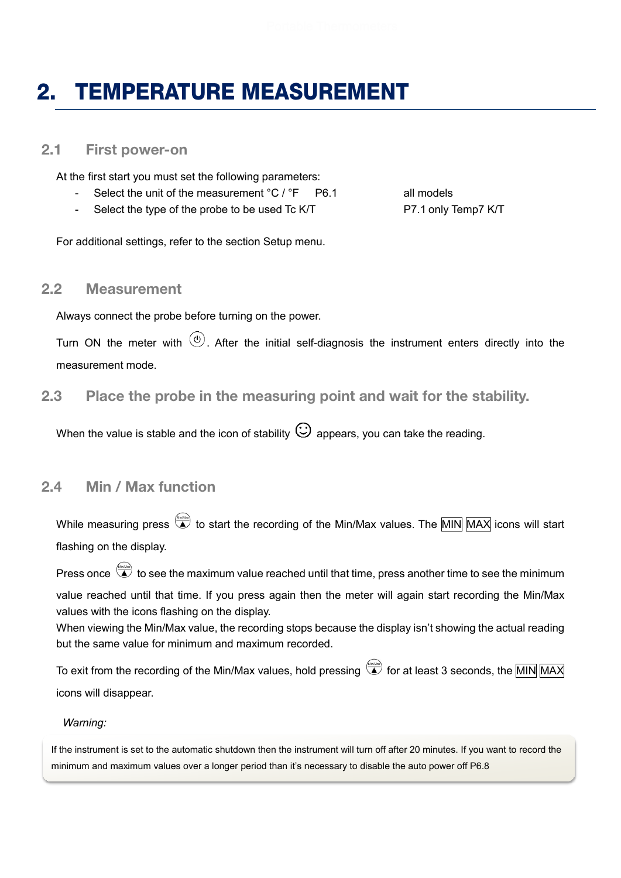# 2. TEMPERATURE MEASUREMENT

## 2.1 First power-on

At the first start you must set the following parameters:

- Select the unit of the measurement °C / °F  P6.1  all models
- Select the type of the probe to be used Tc K/T  P7.1 only Temp7 K/T

For additional settings, refer to the section Setup menu.

## 2.2 Measurement

Always connect the probe before turning on the power.

Turn ON the meter with ⏻. After the initial self-diagnosis the instrument enters directly into the measurement mode.

## 2.3 Place the probe in the measuring point and wait for the stability.

When the value is stable and the icon of stability ☺ appears, you can take the reading.

## 2.4 Min / Max function

While measuring press Min/Max ▲ to start the recording of the Min/Max values. The MIN MAX icons will start flashing on the display.

Press once Min/Max ▲ to see the maximum value reached until that time, press another time to see the minimum value reached until that time. If you press again then the meter will again start recording the Min/Max values with the icons flashing on the display.
When viewing the Min/Max value, the recording stops because the display isn't showing the actual reading but the same value for minimum and maximum recorded.

To exit from the recording of the Min/Max values, hold pressing Min/Max ▲ for at least 3 seconds, the MIN MAX icons will disappear.

*Warning:*

If the instrument is set to the automatic shutdown then the instrument will turn off after 20 minutes. If you want to record the minimum and maximum values over a longer period than it's necessary to disable the auto power off P6.8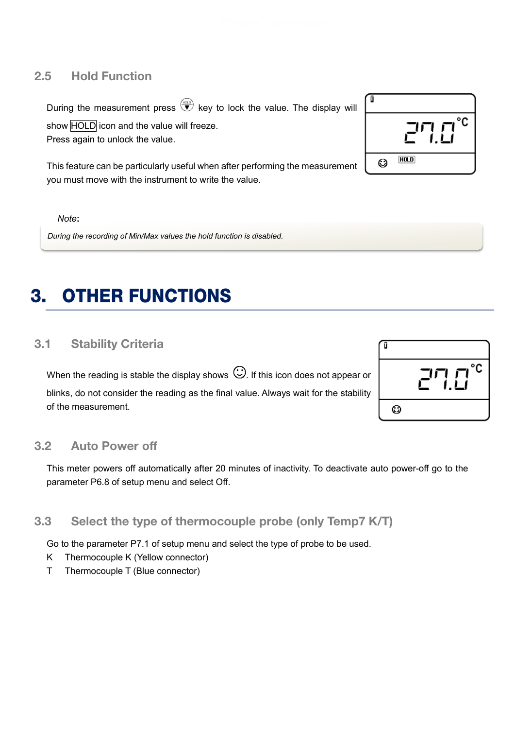### 2.5 Hold Function

During the measurement press HOLD key to lock the value. The display will show HOLD icon and the value will freeze.
Press again to unlock the value.

This feature can be particularly useful when after performing the measurement you must move with the instrument to write the value.

*Note*:

*During the recording of Min/Max values the hold function is disabled.*

# 3. OTHER FUNCTIONS

### 3.1 Stability Criteria

When the reading is stable the display shows ☺. If this icon does not appear or blinks, do not consider the reading as the final value. Always wait for the stability of the measurement.

### 3.2 Auto Power off

This meter powers off automatically after 20 minutes of inactivity. To deactivate auto power-off go to the parameter P6.8 of setup menu and select Off.

### 3.3 Select the type of thermocouple probe (only Temp7 K/T)

Go to the parameter P7.1 of setup menu and select the type of probe to be used.

K Thermocouple K (Yellow connector)
T Thermocouple T (Blue connector)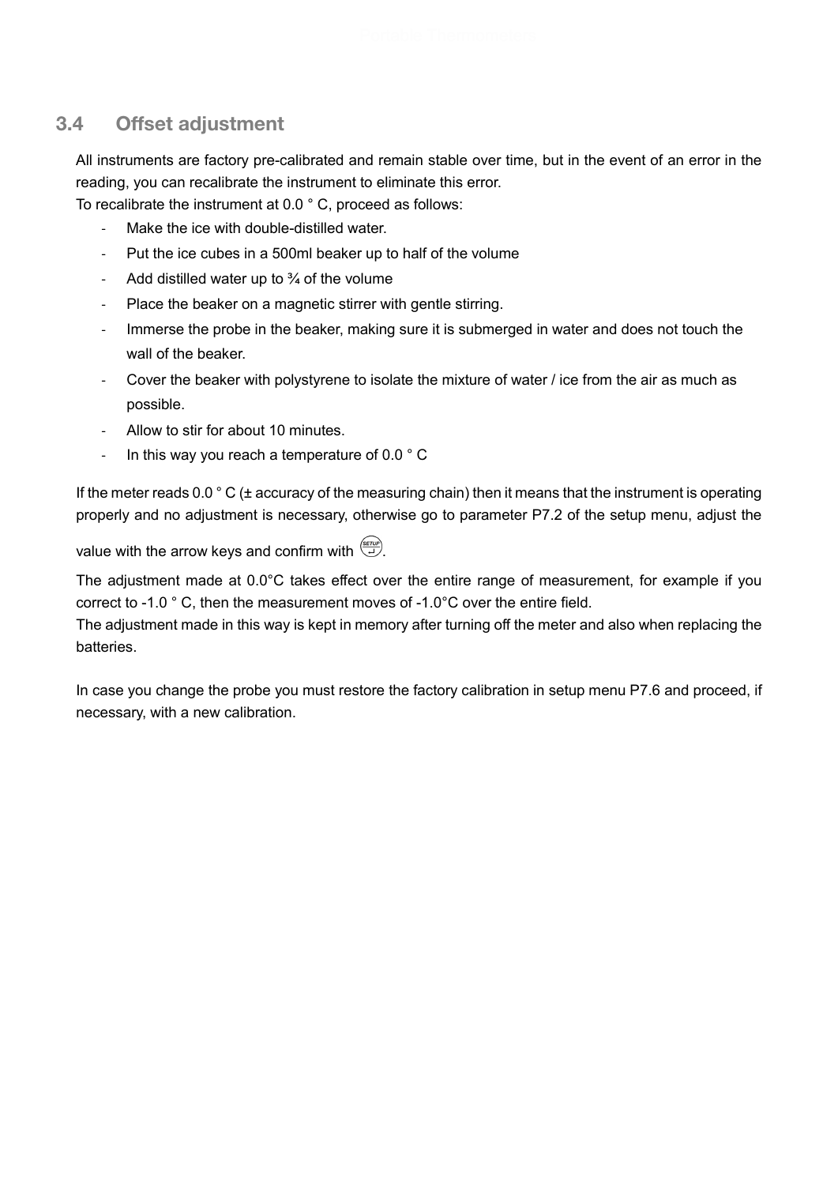## 3.4 Offset adjustment

All instruments are factory pre-calibrated and remain stable over time, but in the event of an error in the reading, you can recalibrate the instrument to eliminate this error.
To recalibrate the instrument at 0.0 ° C, proceed as follows:

- Make the ice with double-distilled water.
- Put the ice cubes in a 500ml beaker up to half of the volume
- Add distilled water up to ¾ of the volume
- Place the beaker on a magnetic stirrer with gentle stirring.
- Immerse the probe in the beaker, making sure it is submerged in water and does not touch the wall of the beaker.
- Cover the beaker with polystyrene to isolate the mixture of water / ice from the air as much as possible.
- Allow to stir for about 10 minutes.
- In this way you reach a temperature of 0.0 ° C

If the meter reads 0.0 ° C (± accuracy of the measuring chain) then it means that the instrument is operating properly and no adjustment is necessary, otherwise go to parameter P7.2 of the setup menu, adjust the value with the arrow keys and confirm with SETUP ↵.

The adjustment made at 0.0°C takes effect over the entire range of measurement, for example if you correct to -1.0 ° C, then the measurement moves of -1.0°C over the entire field.
The adjustment made in this way is kept in memory after turning off the meter and also when replacing the batteries.

In case you change the probe you must restore the factory calibration in setup menu P7.6 and proceed, if necessary, with a new calibration.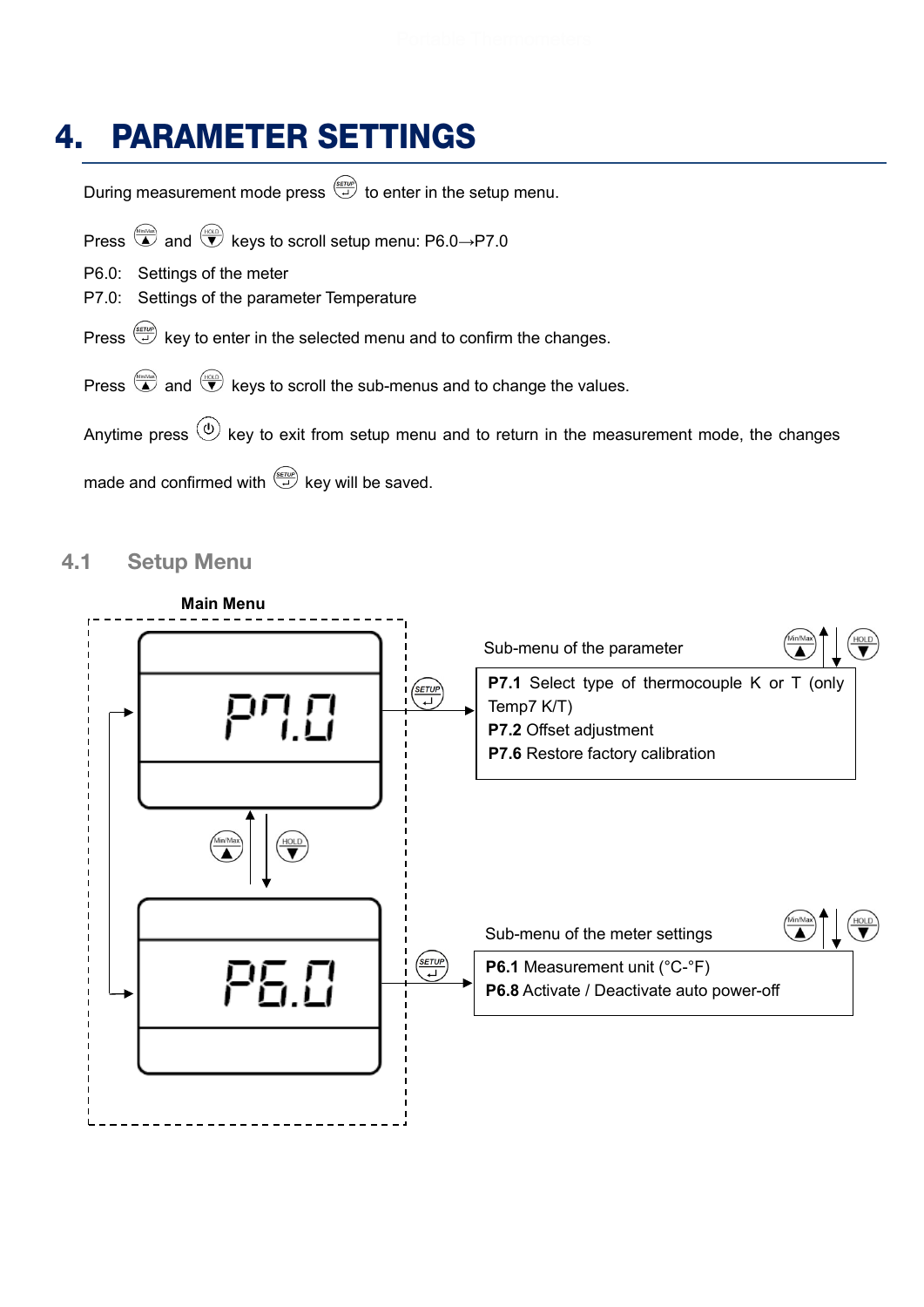# 4. PARAMETER SETTINGS

During measurement mode press SETUP to enter in the setup menu.

Press Min/Max ▲ and HOLD ▼ keys to scroll setup menu: P6.0→P7.0

P6.0: Settings of the meter
P7.0: Settings of the parameter Temperature

Press SETUP key to enter in the selected menu and to confirm the changes.

Press Min/Max ▲ and HOLD ▼ keys to scroll the sub-menus and to change the values.

Anytime press ⏻ key to exit from setup menu and to return in the measurement mode, the changes made and confirmed with SETUP key will be saved.

## 4.1 Setup Menu

**Main Menu**

P7.0 —SETUP→ Sub-menu of the parameter (Min/Max ▲ / HOLD ▼)

- **P7.1** Select type of thermocouple K or T (only Temp7 K/T)
- **P7.2** Offset adjustment
- **P7.6** Restore factory calibration

Min/Max ▲ / HOLD ▼

P6.0 —SETUP→ Sub-menu of the meter settings (Min/Max ▲ / HOLD ▼)

- **P6.1** Measurement unit (°C-°F)
- **P6.8** Activate / Deactivate auto power-off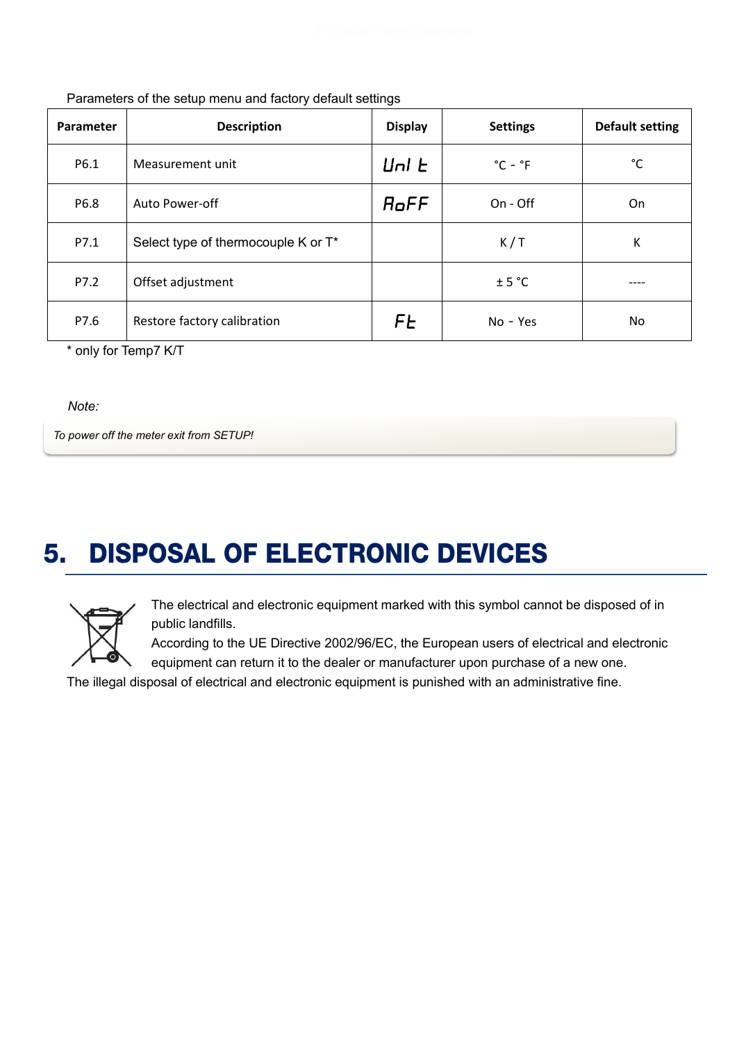Parameters of the setup menu and factory default settings

| Parameter | Description | Display | Settings | Default setting |
|---|---|---|---|---|
| P6.1 | Measurement unit | Unl t | °C - °F | °C |
| P6.8 | Auto Power-off | AoFF | On - Off | On |
| P7.1 | Select type of thermocouple K or T* | | K / T | K |
| P7.2 | Offset adjustment | | ± 5 °C | ---- |
| P7.6 | Restore factory calibration | Ft | No - Yes | No |

* only for Temp7 K/T

*Note:*

*To power off the meter exit from SETUP!*

# 5. DISPOSAL OF ELECTRONIC DEVICES

The electrical and electronic equipment marked with this symbol cannot be disposed of in public landfills.

According to the UE Directive 2002/96/EC, the European users of electrical and electronic equipment can return it to the dealer or manufacturer upon purchase of a new one.

The illegal disposal of electrical and electronic equipment is punished with an administrative fine.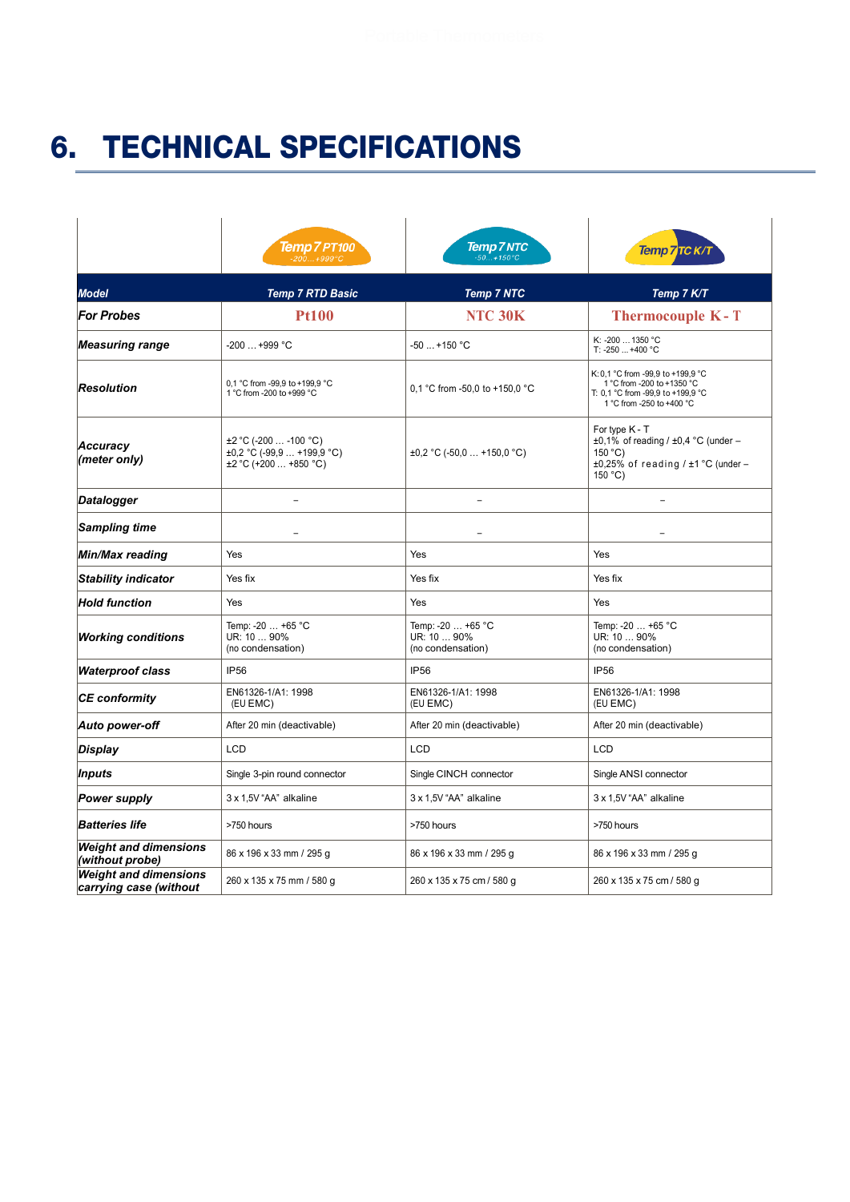# 6. TECHNICAL SPECIFICATIONS

| | Temp 7 PT100 -200…+999°C | Temp 7 NTC -50…+150°C | Temp 7 TC K/T |
|---|---|---|---|
| **Model** | **Temp 7 RTD Basic** | **Temp 7 NTC** | **Temp 7 K/T** |
| **For Probes** | **Pt100** | **NTC 30K** | **Thermocouple K - T** |
| **Measuring range** | -200 … +999 °C | -50 ... +150 °C | K: -200 … 1350 °C<br>T: -250 ... +400 °C |
| **Resolution** | 0,1 °C from -99,9 to +199,9 °C<br>1 °C from -200 to +999 °C | 0,1 °C from -50,0 to +150,0 °C | K: 0,1 °C from -99,9 to +199,9 °C<br>1 °C from -200 to +1350 °C<br>T: 0,1 °C from -99,9 to +199,9 °C<br>1 °C from -250 to +400 °C |
| **Accuracy (meter only)** | ±2 °C (-200 … -100 °C)<br>±0,2 °C (-99,9 … +199,9 °C)<br>±2 °C (+200 … +850 °C) | ±0,2 °C (-50,0 … +150,0 °C) | For type K - T<br>±0,1% of reading / ±0,4 °C (under – 150 °C)<br>±0,25% of reading / ±1 °C (under – 150 °C) |
| **Datalogger** | – | – | – |
| **Sampling time** | – | – | – |
| **Min/Max reading** | Yes | Yes | Yes |
| **Stability indicator** | Yes fix | Yes fix | Yes fix |
| **Hold function** | Yes | Yes | Yes |
| **Working conditions** | Temp: -20 … +65 °C<br>UR: 10 … 90%<br>(no condensation) | Temp: -20 … +65 °C<br>UR: 10 … 90%<br>(no condensation) | Temp: -20 … +65 °C<br>UR: 10 … 90%<br>(no condensation) |
| **Waterproof class** | IP56 | IP56 | IP56 |
| **CE conformity** | EN61326-1/A1: 1998<br>(EU EMC) | EN61326-1/A1: 1998<br>(EU EMC) | EN61326-1/A1: 1998<br>(EU EMC) |
| **Auto power-off** | After 20 min (deactivable) | After 20 min (deactivable) | After 20 min (deactivable) |
| **Display** | LCD | LCD | LCD |
| **Inputs** | Single 3-pin round connector | Single CINCH connector | Single ANSI connector |
| **Power supply** | 3 x 1,5V "AA" alkaline | 3 x 1,5V "AA" alkaline | 3 x 1,5V "AA" alkaline |
| **Batteries life** | >750 hours | >750 hours | >750 hours |
| **Weight and dimensions (without probe)** | 86 x 196 x 33 mm / 295 g | 86 x 196 x 33 mm / 295 g | 86 x 196 x 33 mm / 295 g |
| **Weight and dimensions carrying case (without** | 260 x 135 x 75 mm / 580 g | 260 x 135 x 75 cm / 580 g | 260 x 135 x 75 cm / 580 g |